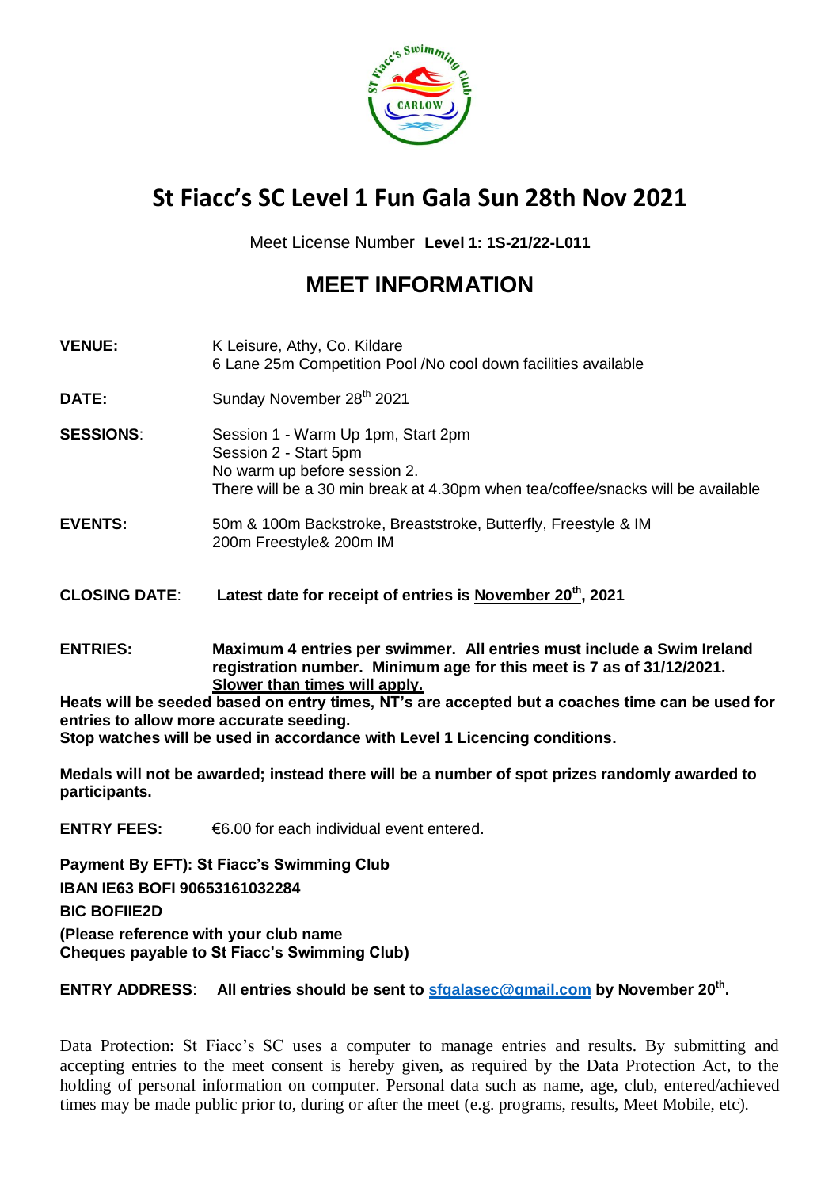# St Fiacc's SC Level 1 Fun Gala Sun 28th Nov 2021

Meet License Number **Level 1: 1S-21/22-L011**

## MEET INFORMATION

**VENUE:** K Leisure, Athy, Co. Kildare
6 Lane 25m Competition Pool /No cool down facilities available

**DATE:** Sunday November 28th 2021

**SESSIONS:** Session 1 - Warm Up 1pm, Start 2pm
Session 2 - Start 5pm
No warm up before session 2.
There will be a 30 min break at 4.30pm when tea/coffee/snacks will be available

**EVENTS:** 50m & 100m Backstroke, Breaststroke, Butterfly, Freestyle & IM
200m Freestyle& 200m IM

**CLOSING DATE:** **Latest date for receipt of entries is November 20th, 2021**

**ENTRIES:** **Maximum 4 entries per swimmer. All entries must include a Swim Ireland registration number. Minimum age for this meet is 7 as of 31/12/2021. Slower than times will apply.**

**Heats will be seeded based on entry times, NT's are accepted but a coaches time can be used for entries to allow more accurate seeding.**

**Stop watches will be used in accordance with Level 1 Licencing conditions.**

**Medals will not be awarded; instead there will be a number of spot prizes randomly awarded to participants.**

**ENTRY FEES:** €6.00 for each individual event entered.

**Payment By EFT): St Fiacc's Swimming Club**

**IBAN IE63 BOFI 90653161032284**

**BIC BOFIIE2D**

**(Please reference with your club name**
**Cheques payable to St Fiacc's Swimming Club)**

**ENTRY ADDRESS:** **All entries should be sent to sfgalasec@gmail.com by November 20th.**

Data Protection: St Fiacc's SC uses a computer to manage entries and results. By submitting and accepting entries to the meet consent is hereby given, as required by the Data Protection Act, to the holding of personal information on computer. Personal data such as name, age, club, entered/achieved times may be made public prior to, during or after the meet (e.g. programs, results, Meet Mobile, etc).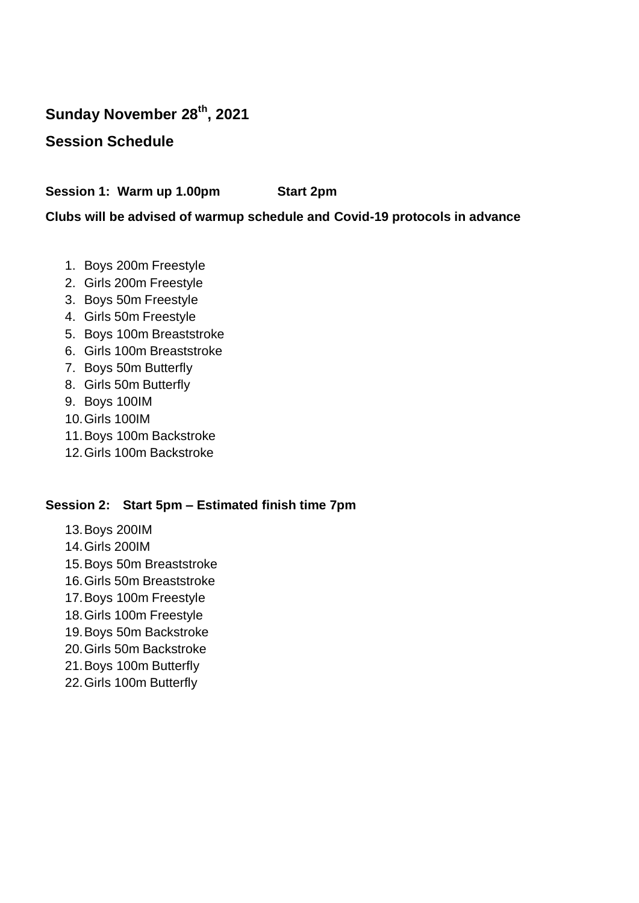## Sunday November 28th, 2021

## Session Schedule

**Session 1: Warm up 1.00pm Start 2pm**

**Clubs will be advised of warmup schedule and Covid-19 protocols in advance**

1. Boys 200m Freestyle
2. Girls 200m Freestyle
3. Boys 50m Freestyle
4. Girls 50m Freestyle
5. Boys 100m Breaststroke
6. Girls 100m Breaststroke
7. Boys 50m Butterfly
8. Girls 50m Butterfly
9. Boys 100IM
10. Girls 100IM
11. Boys 100m Backstroke
12. Girls 100m Backstroke

**Session 2: Start 5pm – Estimated finish time 7pm**

13. Boys 200IM
14. Girls 200IM
15. Boys 50m Breaststroke
16. Girls 50m Breaststroke
17. Boys 100m Freestyle
18. Girls 100m Freestyle
19. Boys 50m Backstroke
20. Girls 50m Backstroke
21. Boys 100m Butterfly
22. Girls 100m Butterfly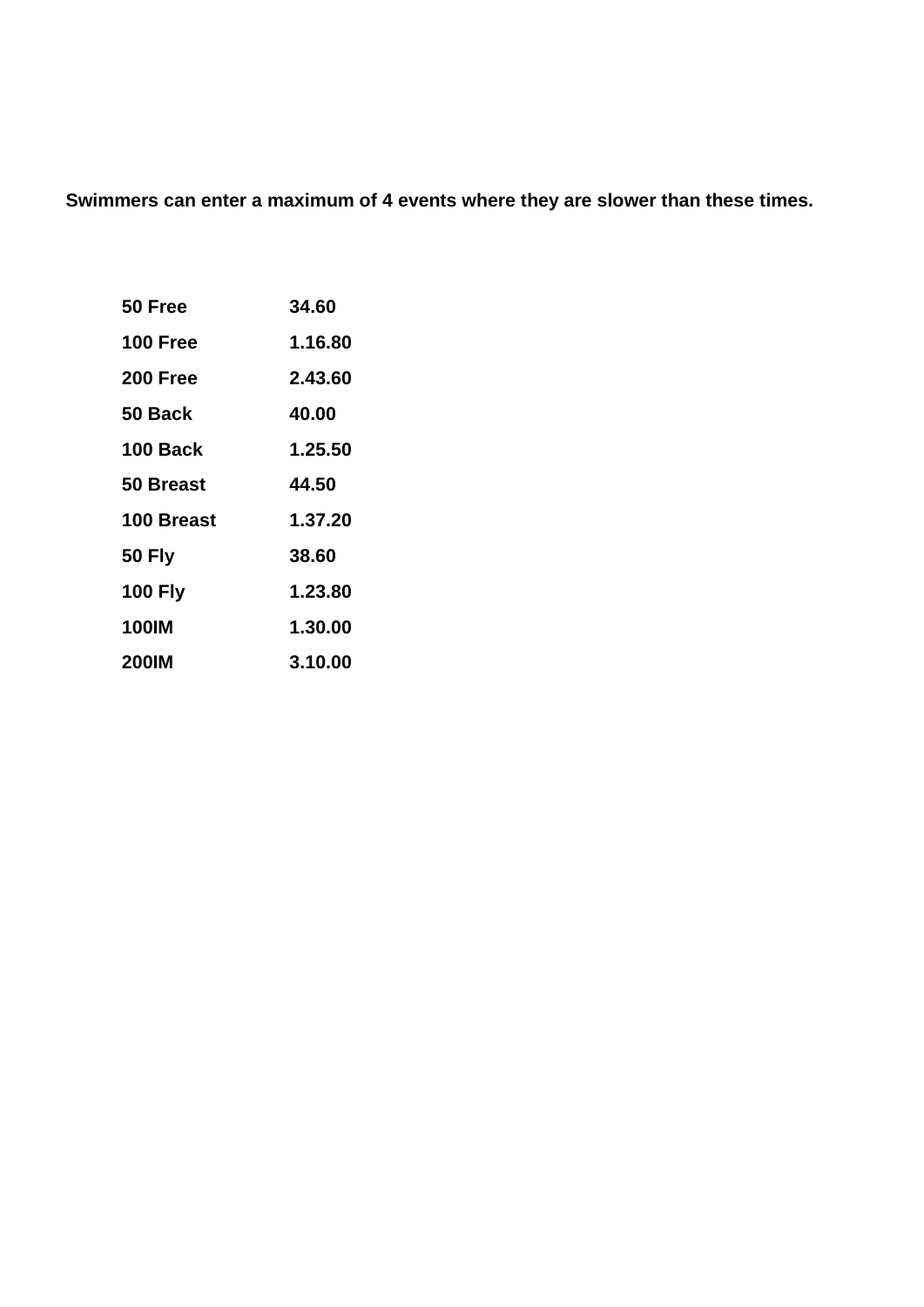**Swimmers can enter a maximum of 4 events where they are slower than these times.**

| | |
|---|---|
| **50 Free** | **34.60** |
| **100 Free** | **1.16.80** |
| **200 Free** | **2.43.60** |
| **50 Back** | **40.00** |
| **100 Back** | **1.25.50** |
| **50 Breast** | **44.50** |
| **100 Breast** | **1.37.20** |
| **50 Fly** | **38.60** |
| **100 Fly** | **1.23.80** |
| **100IM** | **1.30.00** |
| **200IM** | **3.10.00** |